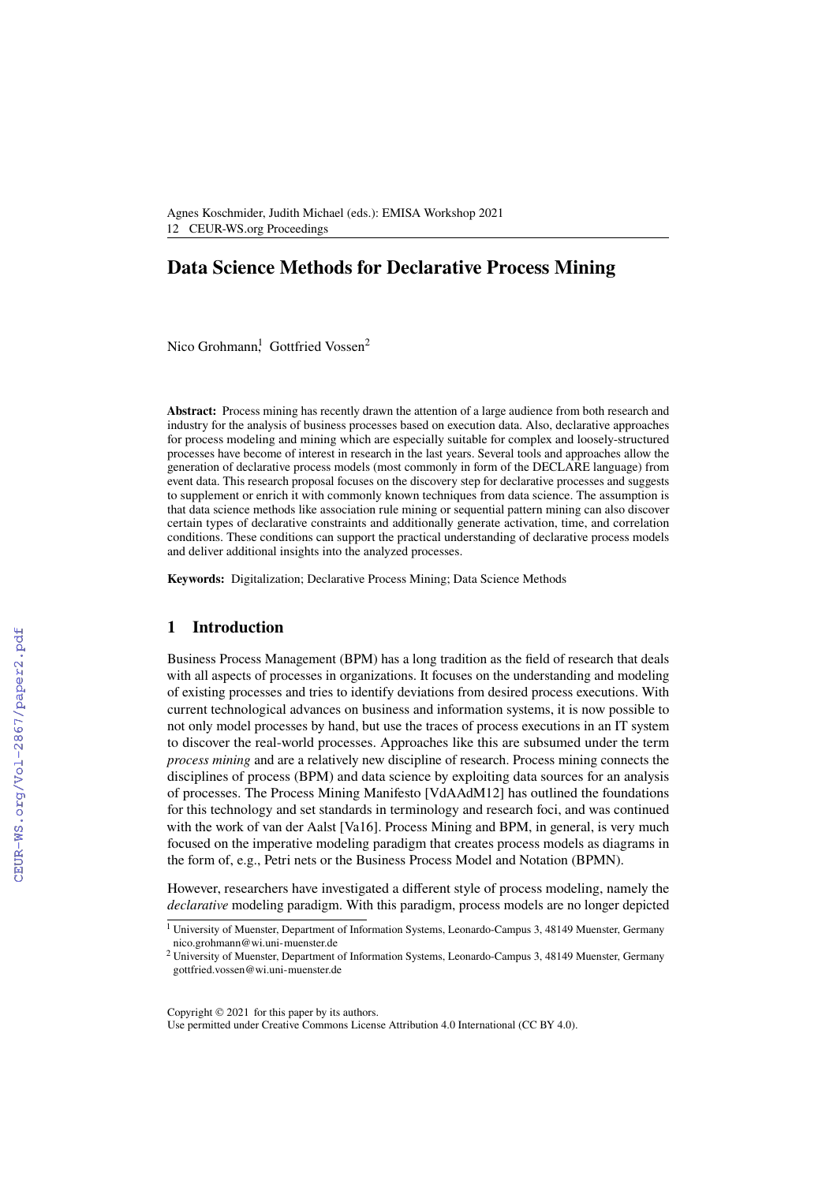# Data Science Methods for Declarative Process Mining

Nico Grohmann[1] Gottfried Vossen[2]

**Abstract:** Process mining has recently drawn the attention of a large audience from both research and industry for the analysis of business processes based on execution data. Also, declarative approaches for process modeling and mining which are especially suitable for complex and loosely-structured processes have become of interest in research in the last years. Several tools and approaches allow the generation of declarative process models (most commonly in form of the DECLARE language) from event data. This research proposal focuses on the discovery step for declarative processes and suggests to supplement or enrich it with commonly known techniques from data science. The assumption is that data science methods like association rule mining or sequential pattern mining can also discover certain types of declarative constraints and additionally generate activation, time, and correlation conditions. These conditions can support the practical understanding of declarative process models and deliver additional insights into the analyzed processes.

**Keywords:** Digitalization; Declarative Process Mining; Data Science Methods

## 1 Introduction

Business Process Management (BPM) has a long tradition as the field of research that deals with all aspects of processes in organizations. It focuses on the understanding and modeling of existing processes and tries to identify deviations from desired process executions. With current technological advances on business and information systems, it is now possible to not only model processes by hand, but use the traces of process executions in an IT system to discover the real-world processes. Approaches like this are subsumed under the term *process mining* and are a relatively new discipline of research. Process mining connects the disciplines of process (BPM) and data science by exploiting data sources for an analysis of processes. The Process Mining Manifesto [VdAAdM12] has outlined the foundations for this technology and set standards in terminology and research foci, and was continued with the work of van der Aalst [Va16]. Process Mining and BPM, in general, is very much focused on the imperative modeling paradigm that creates process models as diagrams in the form of, e.g., Petri nets or the Business Process Model and Notation (BPMN).

However, researchers have investigated a different style of process modeling, namely the *declarative* modeling paradigm. With this paradigm, process models are no longer depicted

[1] University of Muenster, Department of Information Systems, Leonardo-Campus 3, 48149 Muenster, Germany nico.grohmann@wi.uni-muenster.de

[2] University of Muenster, Department of Information Systems, Leonardo-Campus 3, 48149 Muenster, Germany gottfried.vossen@wi.uni-muenster.de

Copyright © 2021 for this paper by its authors.
Use permitted under Creative Commons License Attribution 4.0 International (CC BY 4.0).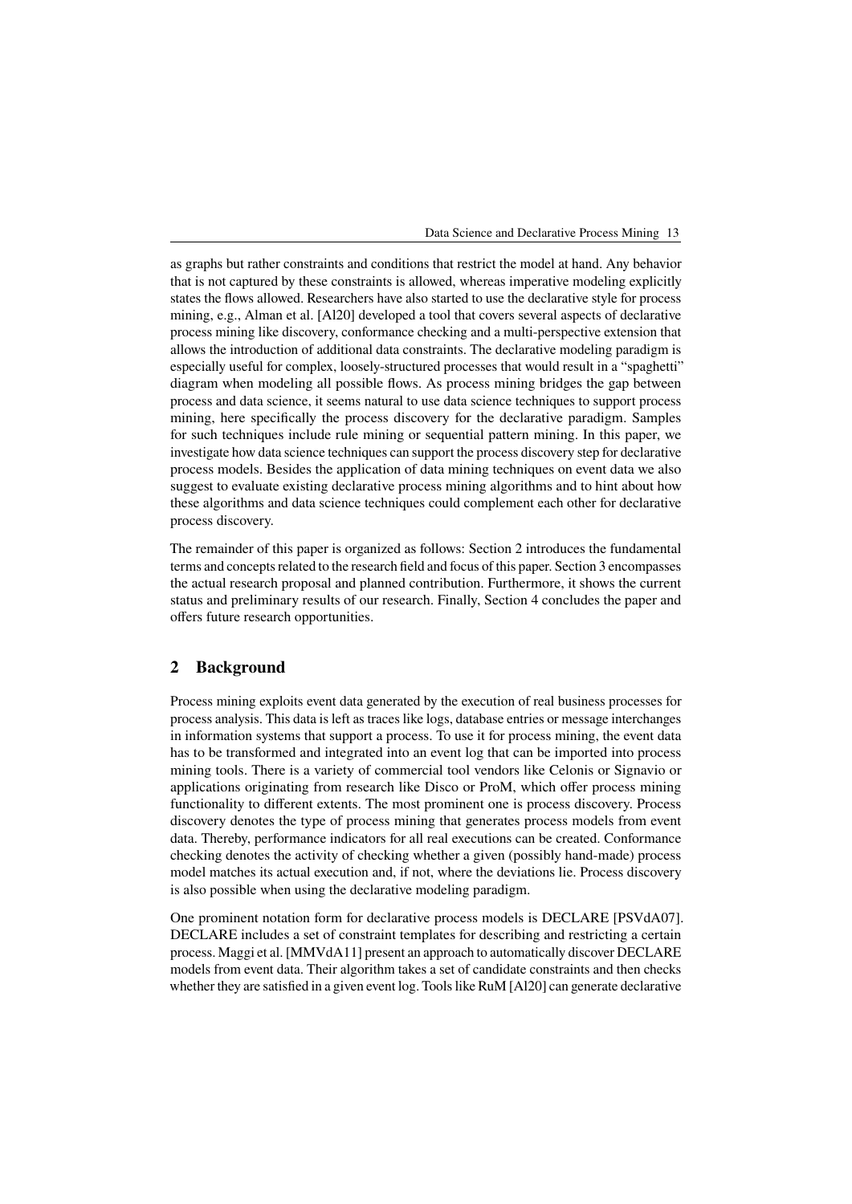as graphs but rather constraints and conditions that restrict the model at hand. Any behavior that is not captured by these constraints is allowed, whereas imperative modeling explicitly states the flows allowed. Researchers have also started to use the declarative style for process mining, e.g., Alman et al. [Al20] developed a tool that covers several aspects of declarative process mining like discovery, conformance checking and a multi-perspective extension that allows the introduction of additional data constraints. The declarative modeling paradigm is especially useful for complex, loosely-structured processes that would result in a "spaghetti" diagram when modeling all possible flows. As process mining bridges the gap between process and data science, it seems natural to use data science techniques to support process mining, here specifically the process discovery for the declarative paradigm. Samples for such techniques include rule mining or sequential pattern mining. In this paper, we investigate how data science techniques can support the process discovery step for declarative process models. Besides the application of data mining techniques on event data we also suggest to evaluate existing declarative process mining algorithms and to hint about how these algorithms and data science techniques could complement each other for declarative process discovery.

The remainder of this paper is organized as follows: Section 2 introduces the fundamental terms and concepts related to the research field and focus of this paper. Section 3 encompasses the actual research proposal and planned contribution. Furthermore, it shows the current status and preliminary results of our research. Finally, Section 4 concludes the paper and offers future research opportunities.

## 2 Background

Process mining exploits event data generated by the execution of real business processes for process analysis. This data is left as traces like logs, database entries or message interchanges in information systems that support a process. To use it for process mining, the event data has to be transformed and integrated into an event log that can be imported into process mining tools. There is a variety of commercial tool vendors like Celonis or Signavio or applications originating from research like Disco or ProM, which offer process mining functionality to different extents. The most prominent one is process discovery. Process discovery denotes the type of process mining that generates process models from event data. Thereby, performance indicators for all real executions can be created. Conformance checking denotes the activity of checking whether a given (possibly hand-made) process model matches its actual execution and, if not, where the deviations lie. Process discovery is also possible when using the declarative modeling paradigm.

One prominent notation form for declarative process models is DECLARE [PSVdA07]. DECLARE includes a set of constraint templates for describing and restricting a certain process. Maggi et al. [MMVdA11] present an approach to automatically discover DECLARE models from event data. Their algorithm takes a set of candidate constraints and then checks whether they are satisfied in a given event log. Tools like RuM [Al20] can generate declarative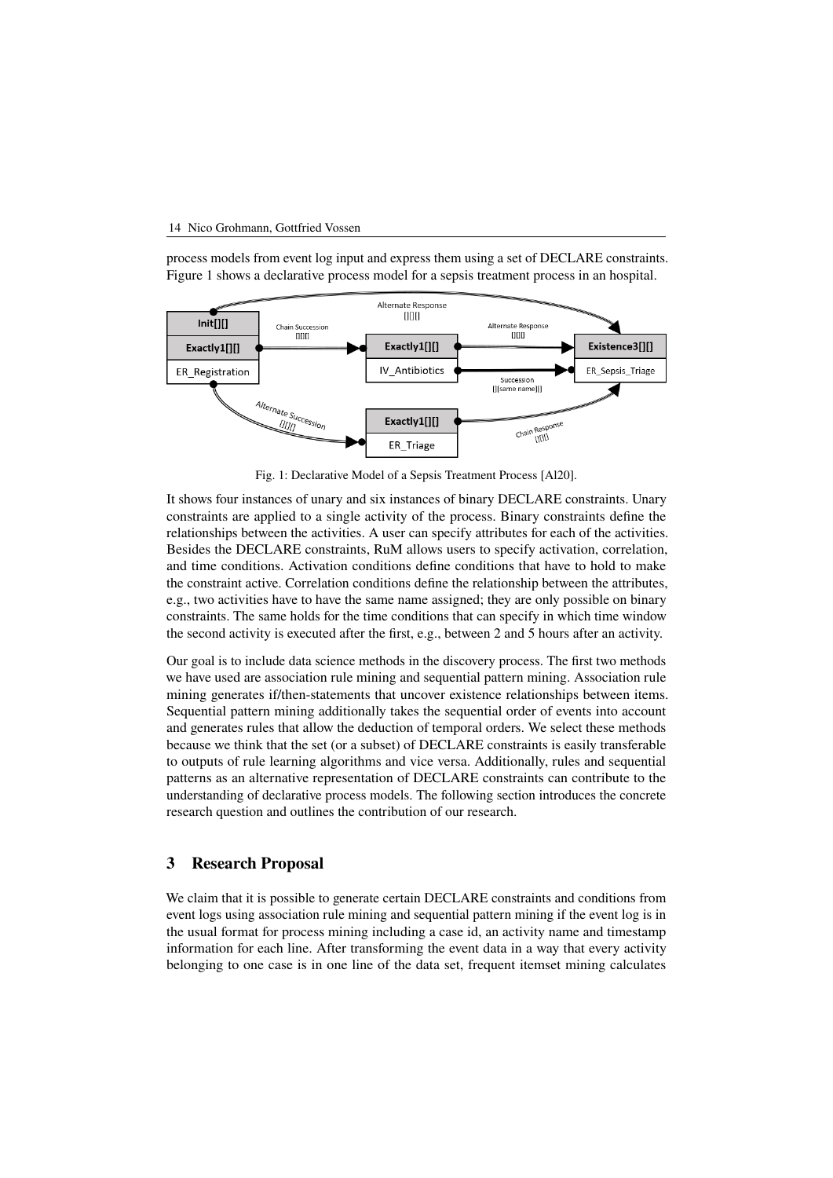process models from event log input and express them using a set of DECLARE constraints. Figure 1 shows a declarative process model for a sepsis treatment process in an hospital.

Fig. 1: Declarative Model of a Sepsis Treatment Process [Al20].

It shows four instances of unary and six instances of binary DECLARE constraints. Unary constraints are applied to a single activity of the process. Binary constraints define the relationships between the activities. A user can specify attributes for each of the activities. Besides the DECLARE constraints, RuM allows users to specify activation, correlation, and time conditions. Activation conditions define conditions that have to hold to make the constraint active. Correlation conditions define the relationship between the attributes, e.g., two activities have to have the same name assigned; they are only possible on binary constraints. The same holds for the time conditions that can specify in which time window the second activity is executed after the first, e.g., between 2 and 5 hours after an activity.

Our goal is to include data science methods in the discovery process. The first two methods we have used are association rule mining and sequential pattern mining. Association rule mining generates if/then-statements that uncover existence relationships between items. Sequential pattern mining additionally takes the sequential order of events into account and generates rules that allow the deduction of temporal orders. We select these methods because we think that the set (or a subset) of DECLARE constraints is easily transferable to outputs of rule learning algorithms and vice versa. Additionally, rules and sequential patterns as an alternative representation of DECLARE constraints can contribute to the understanding of declarative process models. The following section introduces the concrete research question and outlines the contribution of our research.

## 3 Research Proposal

We claim that it is possible to generate certain DECLARE constraints and conditions from event logs using association rule mining and sequential pattern mining if the event log is in the usual format for process mining including a case id, an activity name and timestamp information for each line. After transforming the event data in a way that every activity belonging to one case is in one line of the data set, frequent itemset mining calculates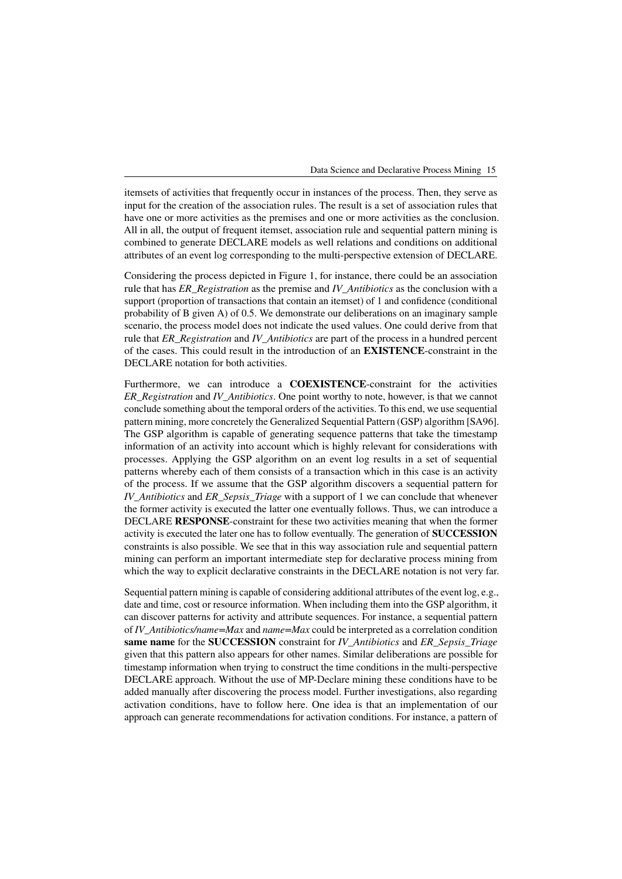itemsets of activities that frequently occur in instances of the process. Then, they serve as input for the creation of the association rules. The result is a set of association rules that have one or more activities as the premises and one or more activities as the conclusion. All in all, the output of frequent itemset, association rule and sequential pattern mining is combined to generate DECLARE models as well relations and conditions on additional attributes of an event log corresponding to the multi-perspective extension of DECLARE.

Considering the process depicted in Figure 1, for instance, there could be an association rule that has *ER_Registration* as the premise and *IV_Antibiotics* as the conclusion with a support (proportion of transactions that contain an itemset) of 1 and confidence (conditional probability of B given A) of 0.5. We demonstrate our deliberations on an imaginary sample scenario, the process model does not indicate the used values. One could derive from that rule that *ER_Registration* and *IV_Antibiotics* are part of the process in a hundred percent of the cases. This could result in the introduction of an **EXISTENCE**-constraint in the DECLARE notation for both activities.

Furthermore, we can introduce a **COEXISTENCE**-constraint for the activities *ER_Registration* and *IV_Antibiotics*. One point worthy to note, however, is that we cannot conclude something about the temporal orders of the activities. To this end, we use sequential pattern mining, more concretely the Generalized Sequential Pattern (GSP) algorithm [SA96]. The GSP algorithm is capable of generating sequence patterns that take the timestamp information of an activity into account which is highly relevant for considerations with processes. Applying the GSP algorithm on an event log results in a set of sequential patterns whereby each of them consists of a transaction which in this case is an activity of the process. If we assume that the GSP algorithm discovers a sequential pattern for *IV_Antibiotics* and *ER_Sepsis_Triage* with a support of 1 we can conclude that whenever the former activity is executed the latter one eventually follows. Thus, we can introduce a DECLARE **RESPONSE**-constraint for these two activities meaning that when the former activity is executed the later one has to follow eventually. The generation of **SUCCESSION** constraints is also possible. We see that in this way association rule and sequential pattern mining can perform an important intermediate step for declarative process mining from which the way to explicit declarative constraints in the DECLARE notation is not very far.

Sequential pattern mining is capable of considering additional attributes of the event log, e.g., date and time, cost or resource information. When including them into the GSP algorithm, it can discover patterns for activity and attribute sequences. For instance, a sequential pattern of *IV_Antibiotics/name=Max* and *name=Max* could be interpreted as a correlation condition **same name** for the **SUCCESSION** constraint for *IV_Antibiotics* and *ER_Sepsis_Triage* given that this pattern also appears for other names. Similar deliberations are possible for timestamp information when trying to construct the time conditions in the multi-perspective DECLARE approach. Without the use of MP-Declare mining these conditions have to be added manually after discovering the process model. Further investigations, also regarding activation conditions, have to follow here. One idea is that an implementation of our approach can generate recommendations for activation conditions. For instance, a pattern of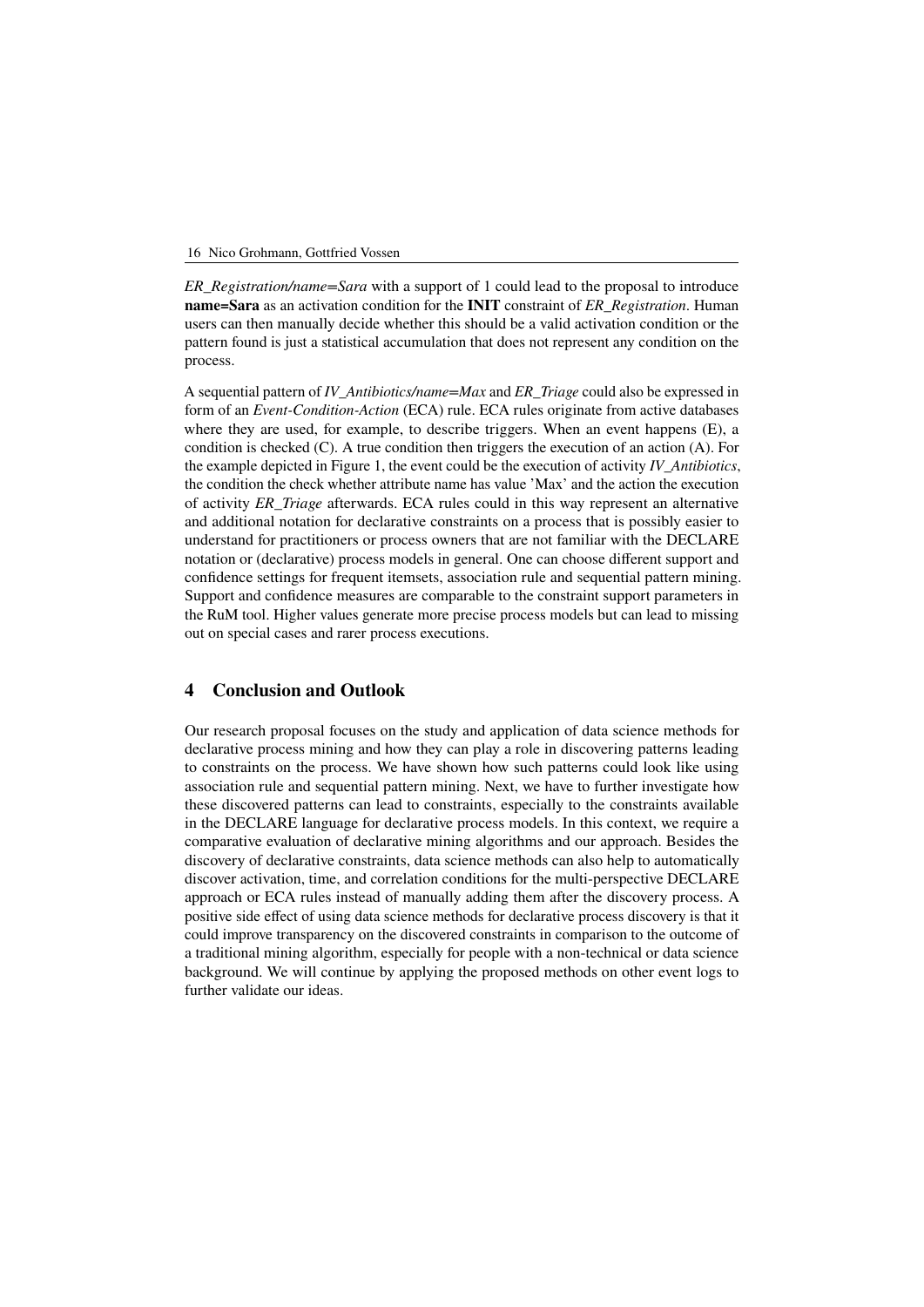*ER_Registration/name=Sara* with a support of 1 could lead to the proposal to introduce **name=Sara** as an activation condition for the **INIT** constraint of *ER_Registration*. Human users can then manually decide whether this should be a valid activation condition or the pattern found is just a statistical accumulation that does not represent any condition on the process.

A sequential pattern of *IV_Antibiotics/name=Max* and *ER_Triage* could also be expressed in form of an *Event-Condition-Action* (ECA) rule. ECA rules originate from active databases where they are used, for example, to describe triggers. When an event happens (E), a condition is checked (C). A true condition then triggers the execution of an action (A). For the example depicted in Figure 1, the event could be the execution of activity *IV_Antibiotics*, the condition the check whether attribute name has value 'Max' and the action the execution of activity *ER_Triage* afterwards. ECA rules could in this way represent an alternative and additional notation for declarative constraints on a process that is possibly easier to understand for practitioners or process owners that are not familiar with the DECLARE notation or (declarative) process models in general. One can choose different support and confidence settings for frequent itemsets, association rule and sequential pattern mining. Support and confidence measures are comparable to the constraint support parameters in the RuM tool. Higher values generate more precise process models but can lead to missing out on special cases and rarer process executions.

## 4 Conclusion and Outlook

Our research proposal focuses on the study and application of data science methods for declarative process mining and how they can play a role in discovering patterns leading to constraints on the process. We have shown how such patterns could look like using association rule and sequential pattern mining. Next, we have to further investigate how these discovered patterns can lead to constraints, especially to the constraints available in the DECLARE language for declarative process models. In this context, we require a comparative evaluation of declarative mining algorithms and our approach. Besides the discovery of declarative constraints, data science methods can also help to automatically discover activation, time, and correlation conditions for the multi-perspective DECLARE approach or ECA rules instead of manually adding them after the discovery process. A positive side effect of using data science methods for declarative process discovery is that it could improve transparency on the discovered constraints in comparison to the outcome of a traditional mining algorithm, especially for people with a non-technical or data science background. We will continue by applying the proposed methods on other event logs to further validate our ideas.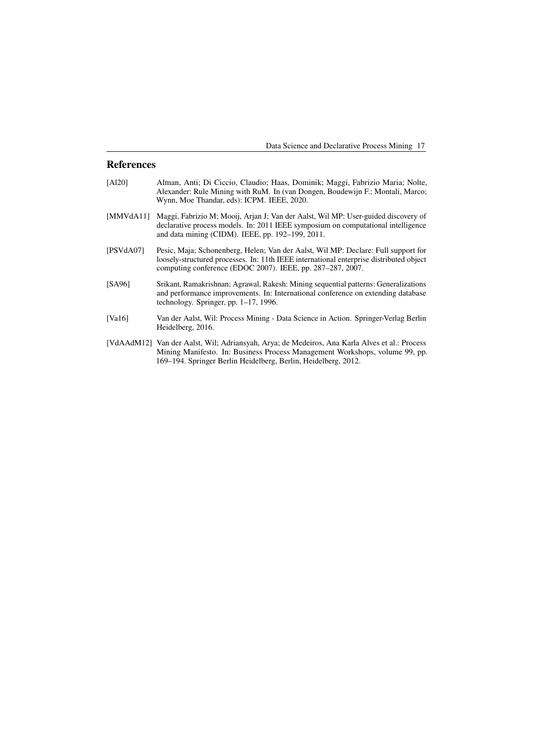## References

[Al20] Alman, Anti; Di Ciccio, Claudio; Haas, Dominik; Maggi, Fabrizio Maria; Nolte, Alexander: Rule Mining with RuM. In (van Dongen, Boudewijn F.; Montali, Marco; Wynn, Moe Thandar, eds): ICPM. IEEE, 2020.

[MMVdA11] Maggi, Fabrizio M; Mooij, Arjan J; Van der Aalst, Wil MP: User-guided discovery of declarative process models. In: 2011 IEEE symposium on computational intelligence and data mining (CIDM). IEEE, pp. 192–199, 2011.

[PSVdA07] Pesic, Maja; Schonenberg, Helen; Van der Aalst, Wil MP: Declare: Full support for loosely-structured processes. In: 11th IEEE international enterprise distributed object computing conference (EDOC 2007). IEEE, pp. 287–287, 2007.

[SA96] Srikant, Ramakrishnan; Agrawal, Rakesh: Mining sequential patterns: Generalizations and performance improvements. In: International conference on extending database technology. Springer, pp. 1–17, 1996.

[Va16] Van der Aalst, Wil: Process Mining - Data Science in Action. Springer-Verlag Berlin Heidelberg, 2016.

[VdAAdM12] Van der Aalst, Wil; Adriansyah, Arya; de Medeiros, Ana Karla Alves et al.: Process Mining Manifesto. In: Business Process Management Workshops, volume 99, pp. 169–194. Springer Berlin Heidelberg, Berlin, Heidelberg, 2012.